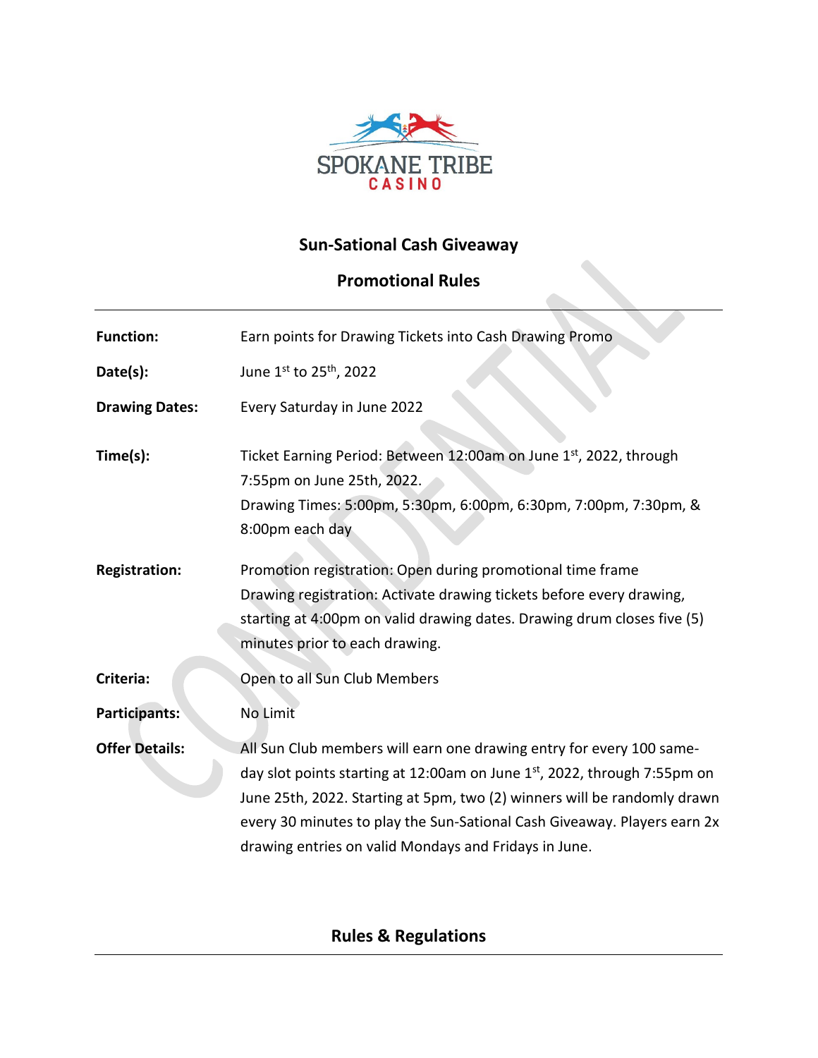SPOKANE TRIBE
CASINO

# Sun-Sational Cash Giveaway

## Promotional Rules

| | |
|---|---|
| **Function:** | Earn points for Drawing Tickets into Cash Drawing Promo |
| **Date(s):** | June 1st to 25th, 2022 |
| **Drawing Dates:** | Every Saturday in June 2022 |
| **Time(s):** | Ticket Earning Period: Between 12:00am on June 1st, 2022, through 7:55pm on June 25th, 2022.<br>Drawing Times: 5:00pm, 5:30pm, 6:00pm, 6:30pm, 7:00pm, 7:30pm, & 8:00pm each day |
| **Registration:** | Promotion registration: Open during promotional time frame<br>Drawing registration: Activate drawing tickets before every drawing, starting at 4:00pm on valid drawing dates. Drawing drum closes five (5) minutes prior to each drawing. |
| **Criteria:** | Open to all Sun Club Members |
| **Participants:** | No Limit |
| **Offer Details:** | All Sun Club members will earn one drawing entry for every 100 same-day slot points starting at 12:00am on June 1st, 2022, through 7:55pm on June 25th, 2022. Starting at 5pm, two (2) winners will be randomly drawn every 30 minutes to play the Sun-Sational Cash Giveaway. Players earn 2x drawing entries on valid Mondays and Fridays in June. |

## Rules & Regulations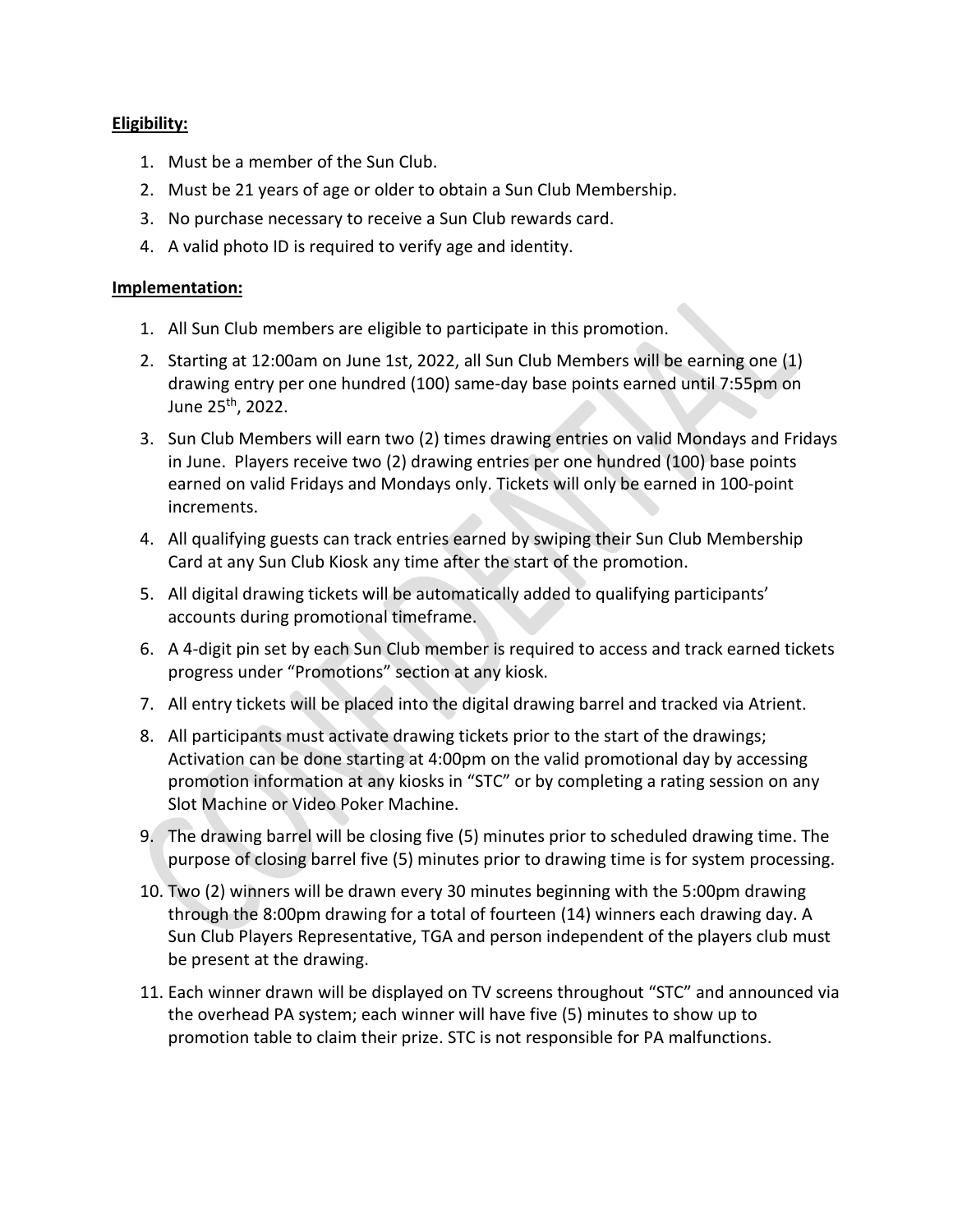**Eligibility:**

1. Must be a member of the Sun Club.
2. Must be 21 years of age or older to obtain a Sun Club Membership.
3. No purchase necessary to receive a Sun Club rewards card.
4. A valid photo ID is required to verify age and identity.

**Implementation:**

1. All Sun Club members are eligible to participate in this promotion.
2. Starting at 12:00am on June 1st, 2022, all Sun Club Members will be earning one (1) drawing entry per one hundred (100) same-day base points earned until 7:55pm on June 25th, 2022.
3. Sun Club Members will earn two (2) times drawing entries on valid Mondays and Fridays in June. Players receive two (2) drawing entries per one hundred (100) base points earned on valid Fridays and Mondays only. Tickets will only be earned in 100-point increments.
4. All qualifying guests can track entries earned by swiping their Sun Club Membership Card at any Sun Club Kiosk any time after the start of the promotion.
5. All digital drawing tickets will be automatically added to qualifying participants' accounts during promotional timeframe.
6. A 4-digit pin set by each Sun Club member is required to access and track earned tickets progress under "Promotions" section at any kiosk.
7. All entry tickets will be placed into the digital drawing barrel and tracked via Atrient.
8. All participants must activate drawing tickets prior to the start of the drawings; Activation can be done starting at 4:00pm on the valid promotional day by accessing promotion information at any kiosks in "STC" or by completing a rating session on any Slot Machine or Video Poker Machine.
9. The drawing barrel will be closing five (5) minutes prior to scheduled drawing time. The purpose of closing barrel five (5) minutes prior to drawing time is for system processing.
10. Two (2) winners will be drawn every 30 minutes beginning with the 5:00pm drawing through the 8:00pm drawing for a total of fourteen (14) winners each drawing day. A Sun Club Players Representative, TGA and person independent of the players club must be present at the drawing.
11. Each winner drawn will be displayed on TV screens throughout "STC" and announced via the overhead PA system; each winner will have five (5) minutes to show up to promotion table to claim their prize. STC is not responsible for PA malfunctions.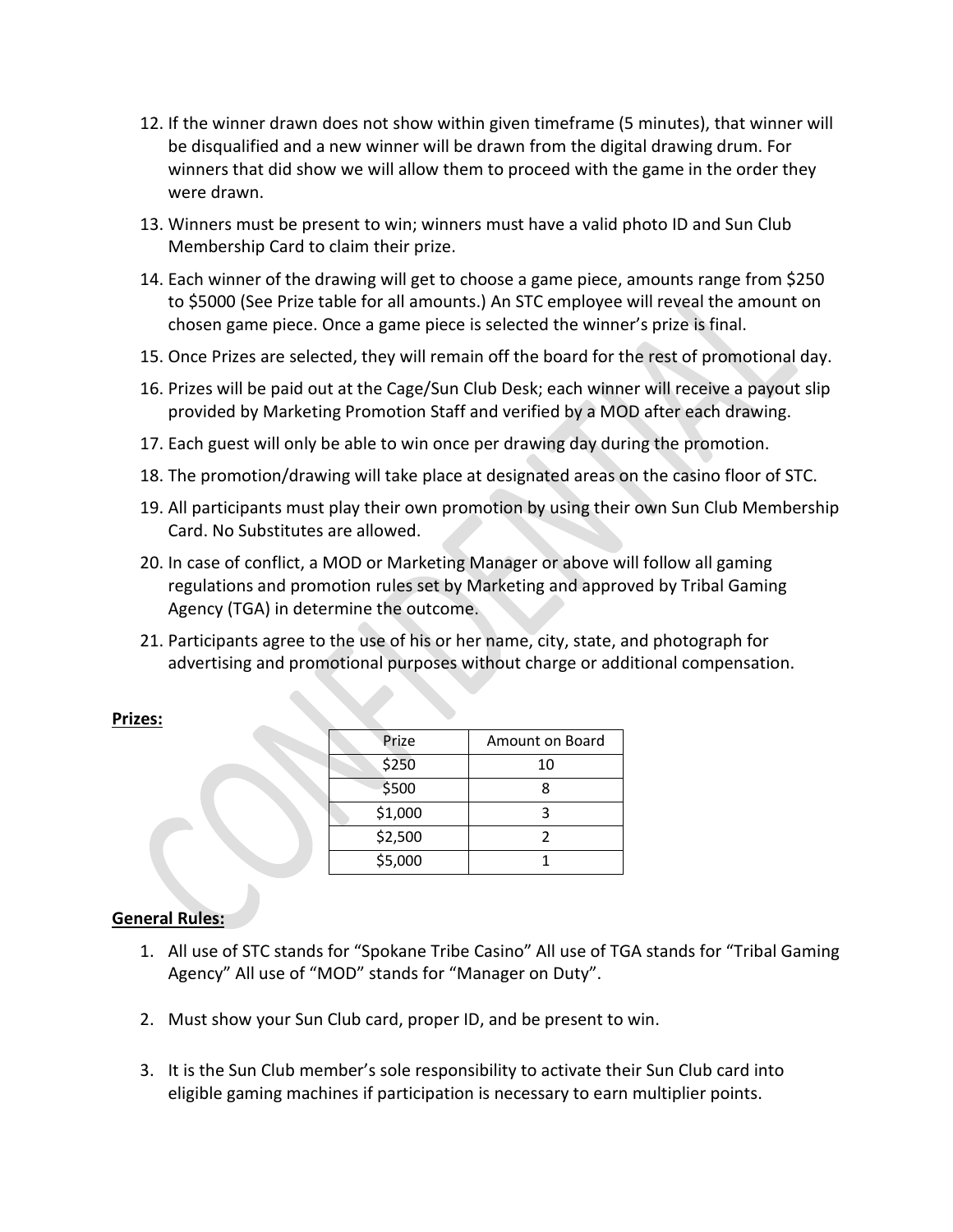12. If the winner drawn does not show within given timeframe (5 minutes), that winner will be disqualified and a new winner will be drawn from the digital drawing drum. For winners that did show we will allow them to proceed with the game in the order they were drawn.
13. Winners must be present to win; winners must have a valid photo ID and Sun Club Membership Card to claim their prize.
14. Each winner of the drawing will get to choose a game piece, amounts range from $250 to $5000 (See Prize table for all amounts.) An STC employee will reveal the amount on chosen game piece. Once a game piece is selected the winner's prize is final.
15. Once Prizes are selected, they will remain off the board for the rest of promotional day.
16. Prizes will be paid out at the Cage/Sun Club Desk; each winner will receive a payout slip provided by Marketing Promotion Staff and verified by a MOD after each drawing.
17. Each guest will only be able to win once per drawing day during the promotion.
18. The promotion/drawing will take place at designated areas on the casino floor of STC.
19. All participants must play their own promotion by using their own Sun Club Membership Card. No Substitutes are allowed.
20. In case of conflict, a MOD or Marketing Manager or above will follow all gaming regulations and promotion rules set by Marketing and approved by Tribal Gaming Agency (TGA) in determine the outcome.
21. Participants agree to the use of his or her name, city, state, and photograph for advertising and promotional purposes without charge or additional compensation.

**Prizes:**

| Prize | Amount on Board |
|---|---|
| $250 | 10 |
| $500 | 8 |
| $1,000 | 3 |
| $2,500 | 2 |
| $5,000 | 1 |

**General Rules:**

1. All use of STC stands for "Spokane Tribe Casino" All use of TGA stands for "Tribal Gaming Agency" All use of "MOD" stands for "Manager on Duty".
2. Must show your Sun Club card, proper ID, and be present to win.
3. It is the Sun Club member's sole responsibility to activate their Sun Club card into eligible gaming machines if participation is necessary to earn multiplier points.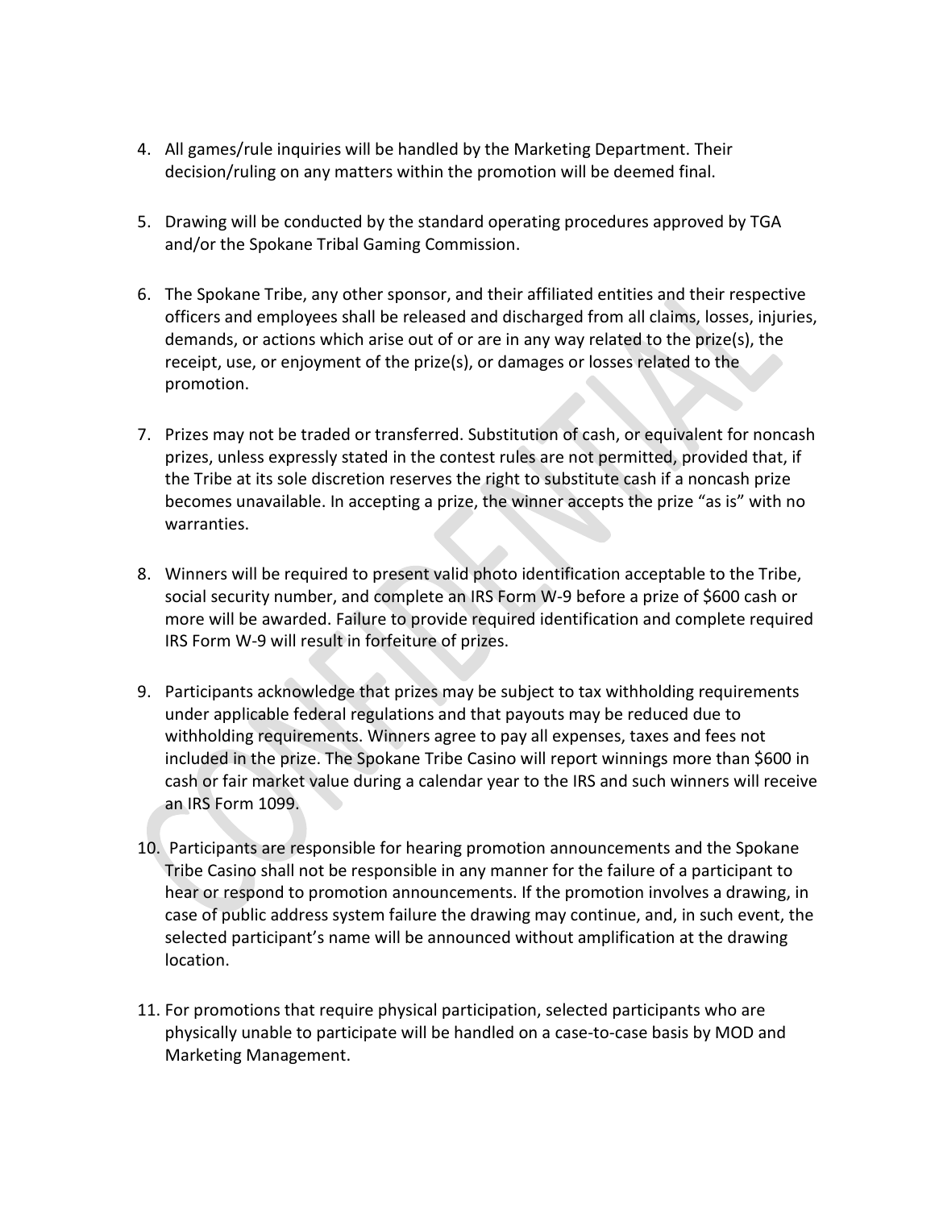4. All games/rule inquiries will be handled by the Marketing Department. Their decision/ruling on any matters within the promotion will be deemed final.

5. Drawing will be conducted by the standard operating procedures approved by TGA and/or the Spokane Tribal Gaming Commission.

6. The Spokane Tribe, any other sponsor, and their affiliated entities and their respective officers and employees shall be released and discharged from all claims, losses, injuries, demands, or actions which arise out of or are in any way related to the prize(s), the receipt, use, or enjoyment of the prize(s), or damages or losses related to the promotion.

7. Prizes may not be traded or transferred. Substitution of cash, or equivalent for noncash prizes, unless expressly stated in the contest rules are not permitted, provided that, if the Tribe at its sole discretion reserves the right to substitute cash if a noncash prize becomes unavailable. In accepting a prize, the winner accepts the prize "as is" with no warranties.

8. Winners will be required to present valid photo identification acceptable to the Tribe, social security number, and complete an IRS Form W-9 before a prize of $600 cash or more will be awarded. Failure to provide required identification and complete required IRS Form W-9 will result in forfeiture of prizes.

9. Participants acknowledge that prizes may be subject to tax withholding requirements under applicable federal regulations and that payouts may be reduced due to withholding requirements. Winners agree to pay all expenses, taxes and fees not included in the prize. The Spokane Tribe Casino will report winnings more than $600 in cash or fair market value during a calendar year to the IRS and such winners will receive an IRS Form 1099.

10. Participants are responsible for hearing promotion announcements and the Spokane Tribe Casino shall not be responsible in any manner for the failure of a participant to hear or respond to promotion announcements. If the promotion involves a drawing, in case of public address system failure the drawing may continue, and, in such event, the selected participant's name will be announced without amplification at the drawing location.

11. For promotions that require physical participation, selected participants who are physically unable to participate will be handled on a case-to-case basis by MOD and Marketing Management.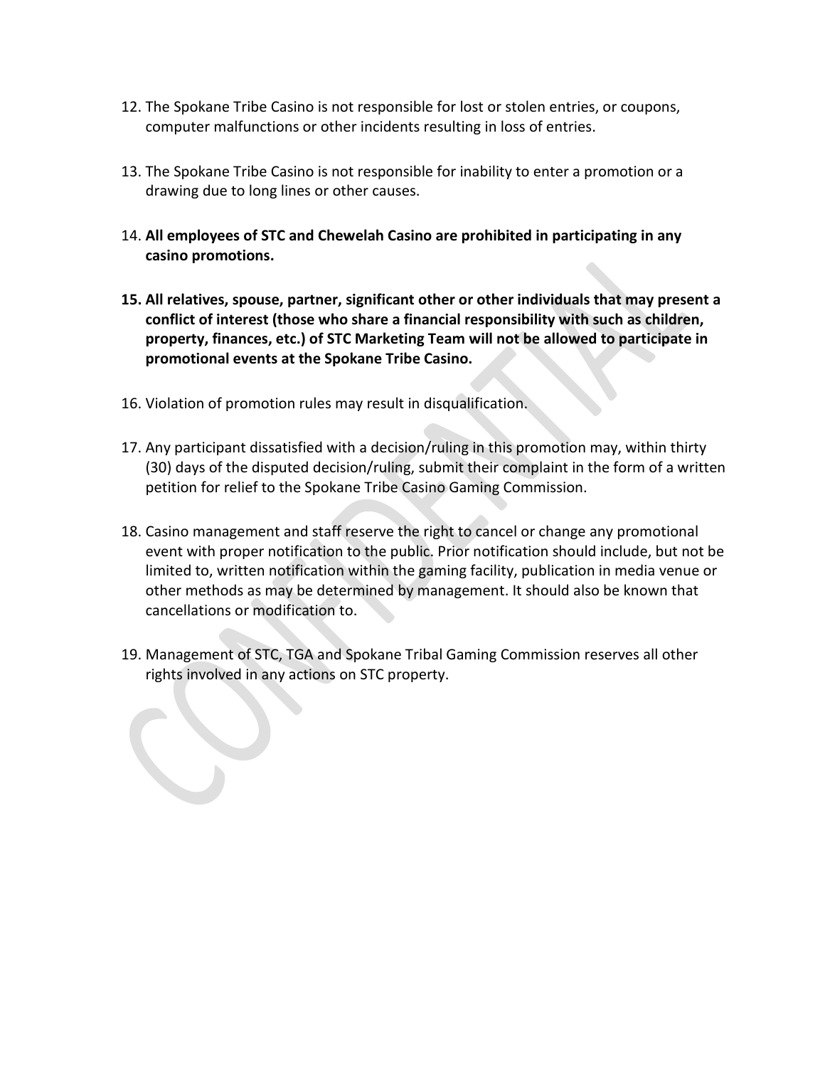12. The Spokane Tribe Casino is not responsible for lost or stolen entries, or coupons, computer malfunctions or other incidents resulting in loss of entries.

13. The Spokane Tribe Casino is not responsible for inability to enter a promotion or a drawing due to long lines or other causes.

14. **All employees of STC and Chewelah Casino are prohibited in participating in any casino promotions.**

15. **All relatives, spouse, partner, significant other or other individuals that may present a conflict of interest (those who share a financial responsibility with such as children, property, finances, etc.) of STC Marketing Team will not be allowed to participate in promotional events at the Spokane Tribe Casino.**

16. Violation of promotion rules may result in disqualification.

17. Any participant dissatisfied with a decision/ruling in this promotion may, within thirty (30) days of the disputed decision/ruling, submit their complaint in the form of a written petition for relief to the Spokane Tribe Casino Gaming Commission.

18. Casino management and staff reserve the right to cancel or change any promotional event with proper notification to the public. Prior notification should include, but not be limited to, written notification within the gaming facility, publication in media venue or other methods as may be determined by management. It should also be known that cancellations or modification to.

19. Management of STC, TGA and Spokane Tribal Gaming Commission reserves all other rights involved in any actions on STC property.